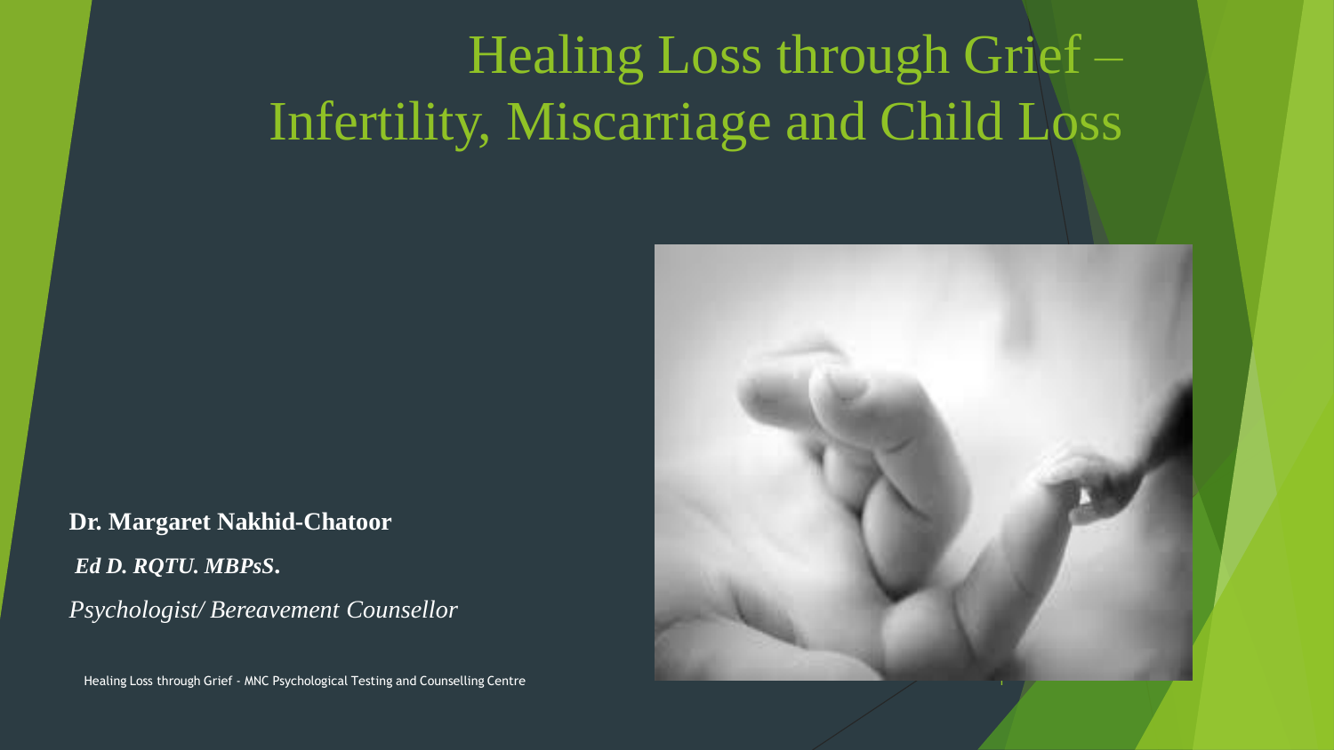# Healing Loss through Grief – Infertility, Miscarriage and Child Loss

**Dr. Margaret Nakhid-Chatoor**

***Ed D. RQTU. MBPsS.***

*Psychologist/ Bereavement Counsellor*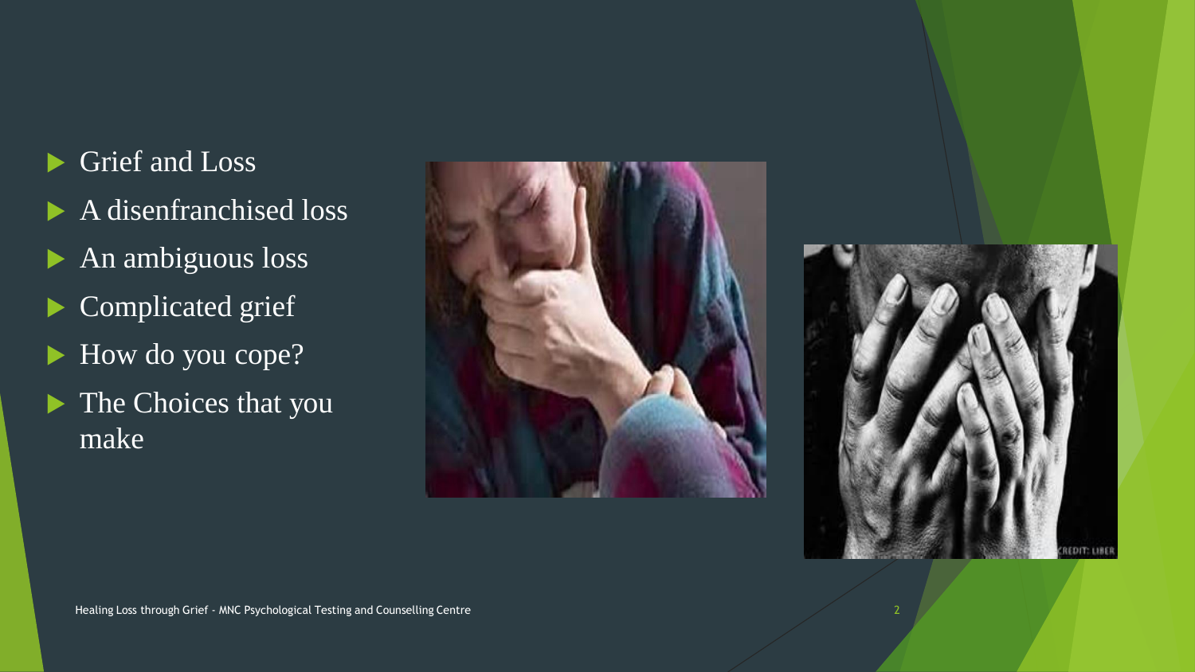- Grief and Loss
- A disenfranchised loss
- An ambiguous loss
- Complicated grief
- How do you cope?
- The Choices that you make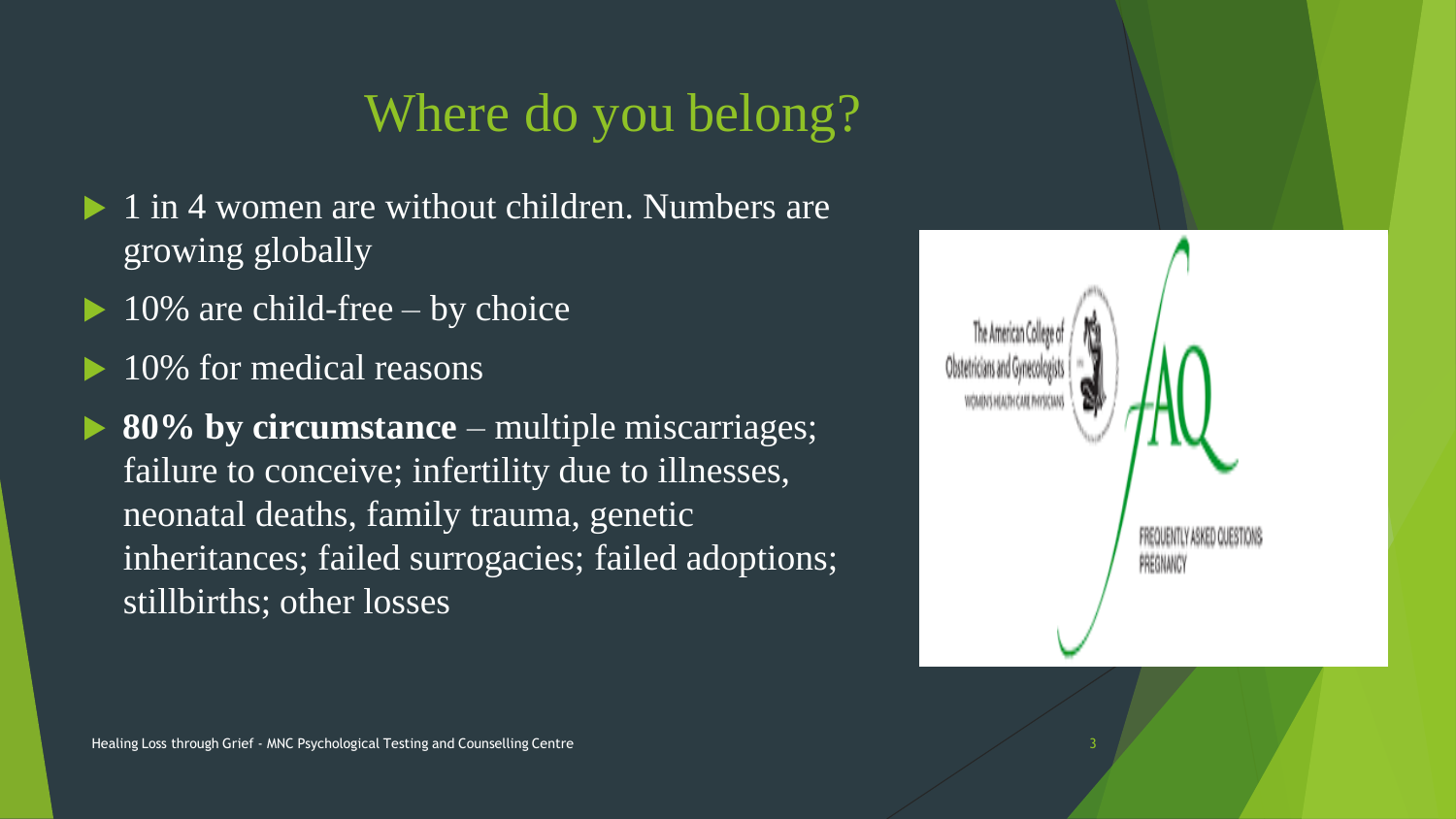# Where do you belong?

- 1 in 4 women are without children. Numbers are growing globally
- 10% are child-free – by choice
- 10% for medical reasons
- **80% by circumstance** – multiple miscarriages; failure to conceive; infertility due to illnesses, neonatal deaths, family trauma, genetic inheritances; failed surrogacies; failed adoptions; stillbirths; other losses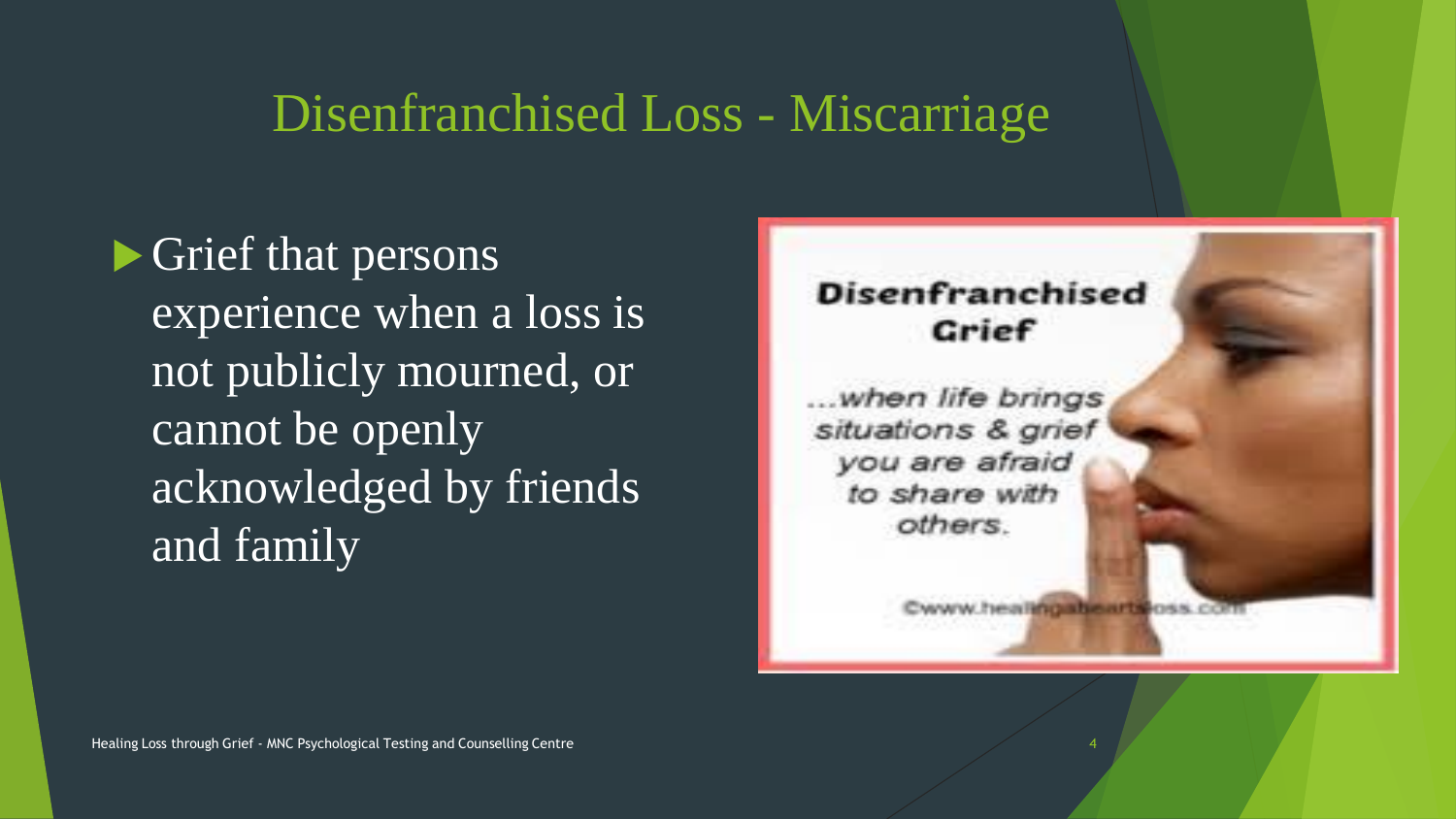# Disenfranchised Loss - Miscarriage

- Grief that persons experience when a loss is not publicly mourned, or cannot be openly acknowledged by friends and family

**Disenfranchised Grief**

*...when life brings situations & grief you are afraid to share with others.*

©www.healingaheartsloss.com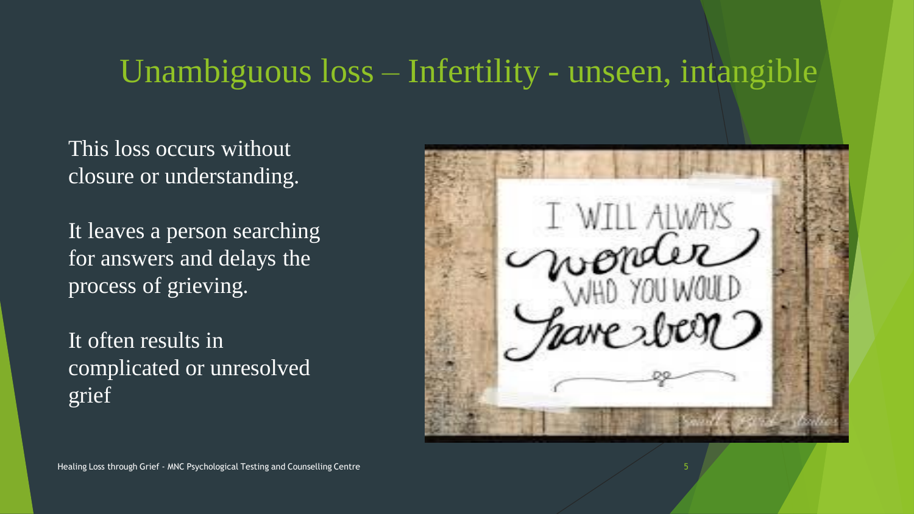# Unambiguous loss – Infertility - unseen, intangible

This loss occurs without closure or understanding.

It leaves a person searching for answers and delays the process of grieving.

It often results in complicated or unresolved grief

I WILL ALWAYS wonder WHO YOU WOULD have been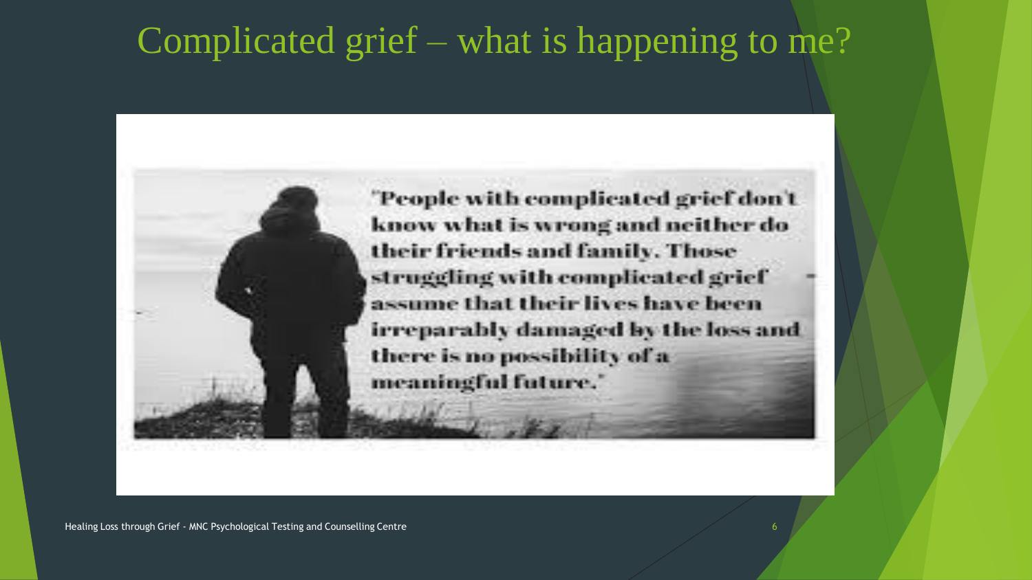# Complicated grief – what is happening to me?

"People with complicated grief don't know what is wrong and neither do their friends and family. Those struggling with complicated grief assume that their lives have been irreparably damaged by the loss and there is no possibility of a meaningful future."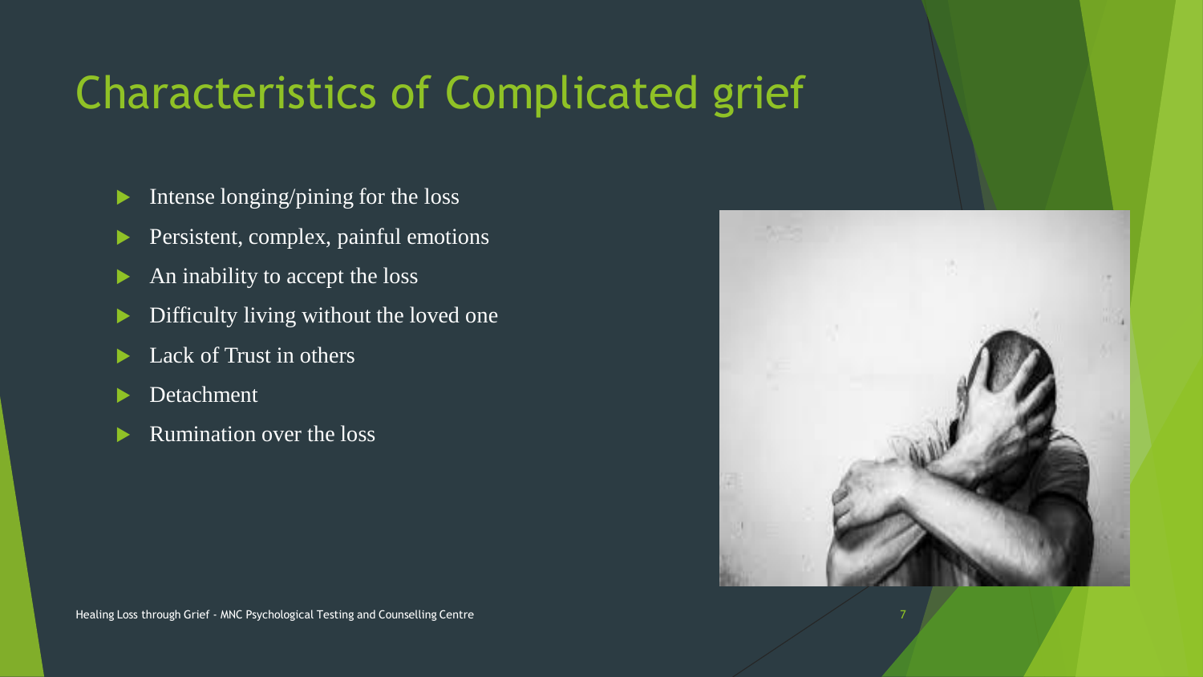# Characteristics of Complicated grief

- Intense longing/pining for the loss
- Persistent, complex, painful emotions
- An inability to accept the loss
- Difficulty living without the loved one
- Lack of Trust in others
- Detachment
- Rumination over the loss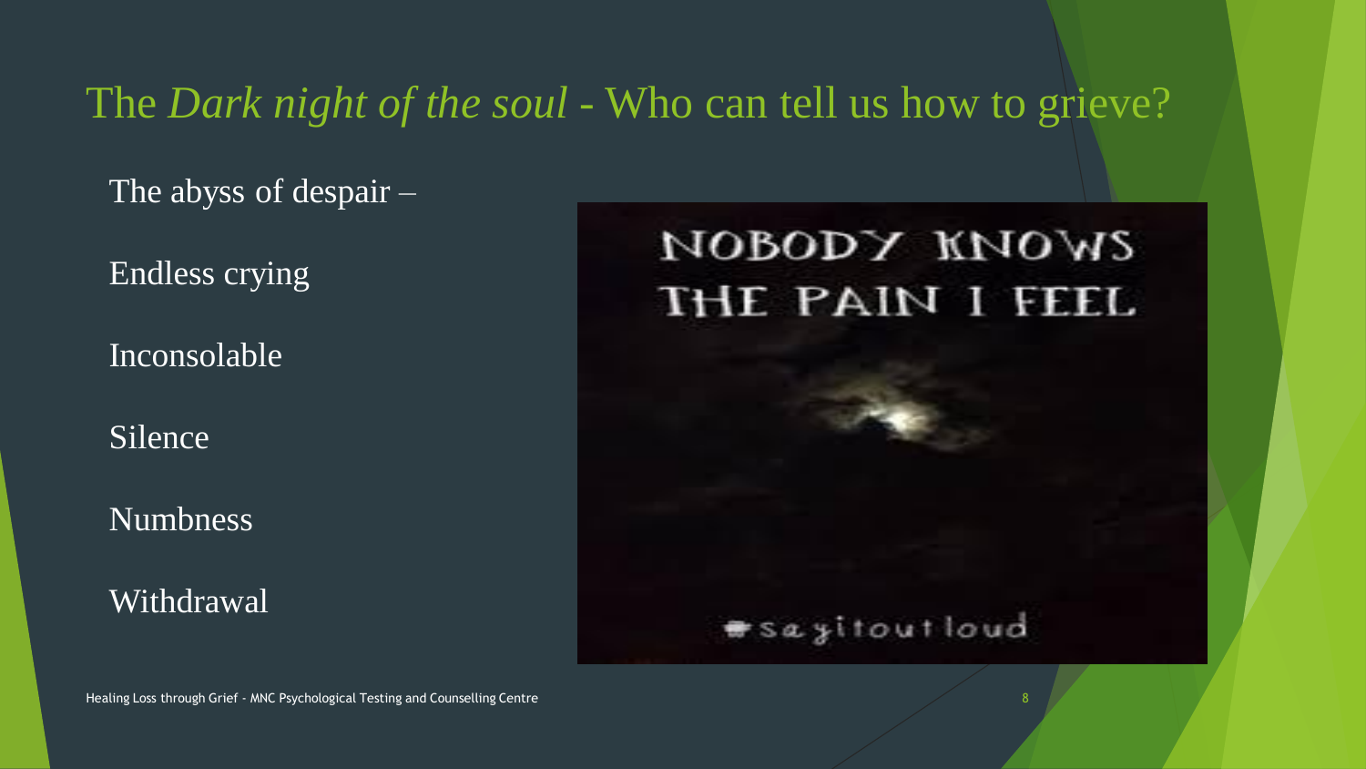## The *Dark night of the soul* - Who can tell us how to grieve?

The abyss of despair –

Endless crying

Inconsolable

Silence

Numbness

Withdrawal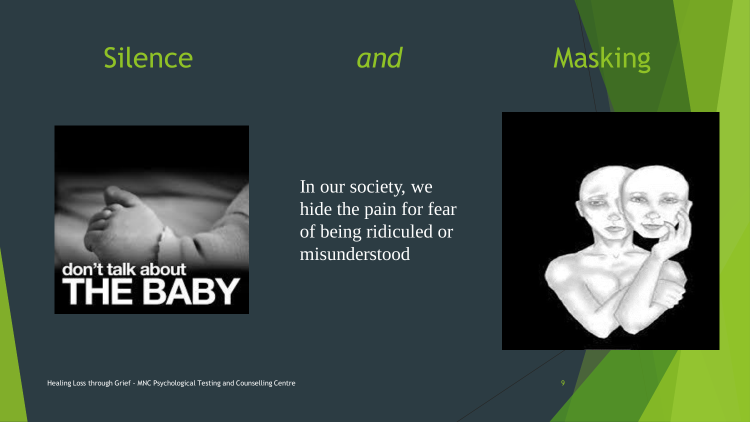# Silence *and* Masking

In our society, we hide the pain for fear of being ridiculed or misunderstood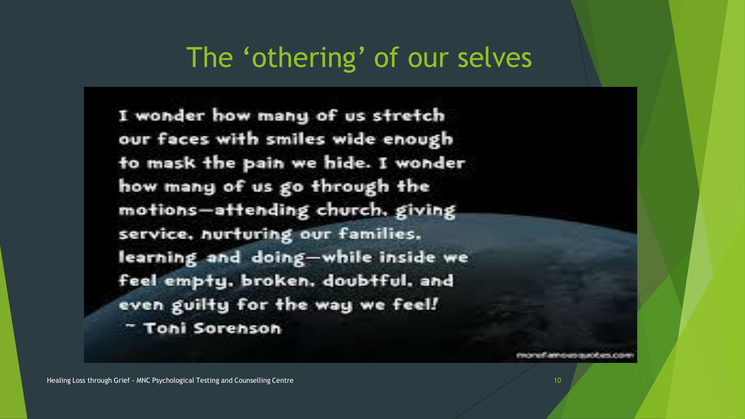# The 'othering' of our selves

I wonder how many of us stretch our faces with smiles wide enough to mask the pain we hide. I wonder how many of us go through the motions—attending church, giving service, nurturing our families, learning and doing—while inside we feel empty, broken, doubtful, and even guilty for the way we feel!

~ Toni Sorenson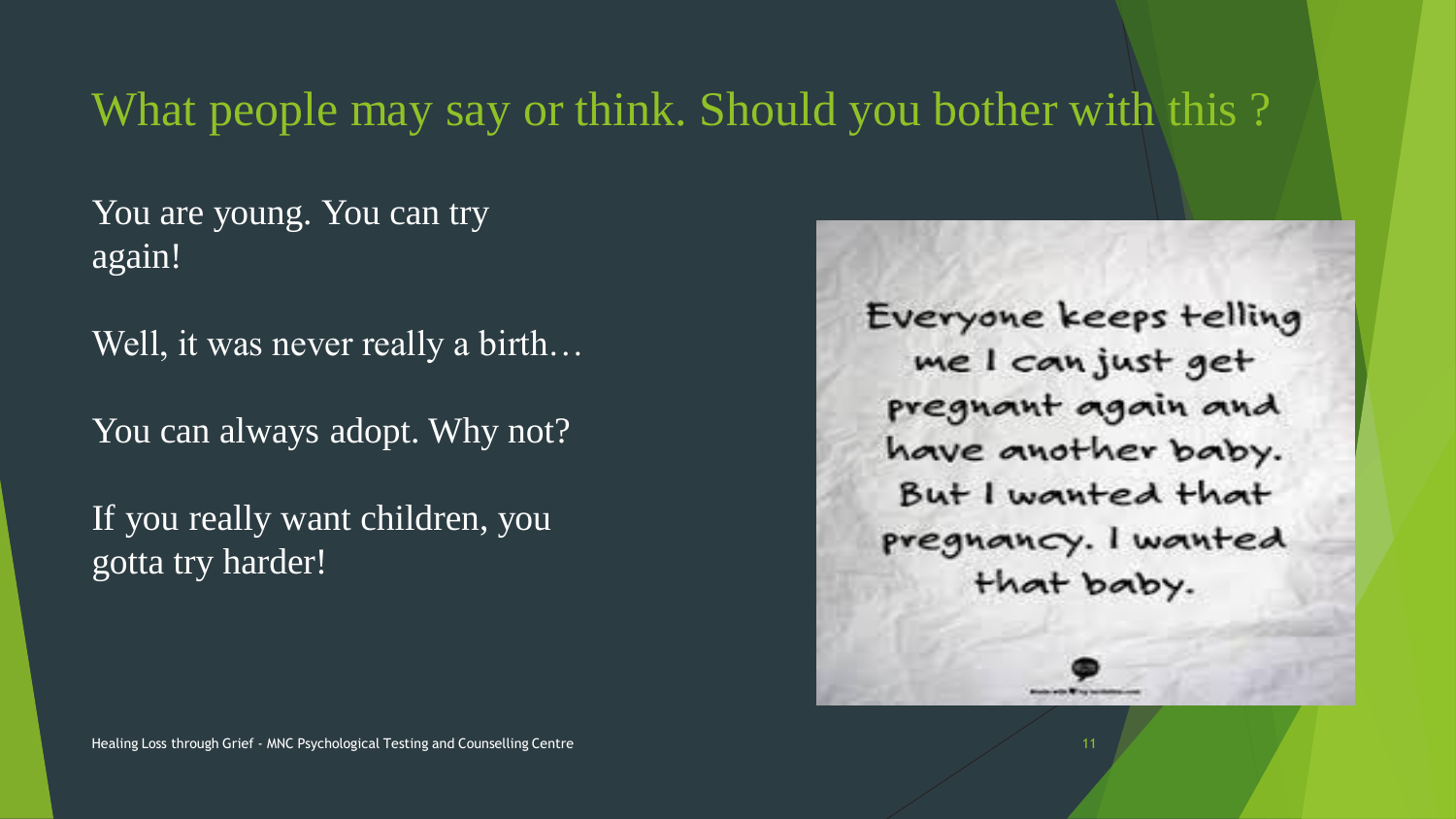# What people may say or think. Should you bother with this ?

You are young. You can try again!

Well, it was never really a birth…

You can always adopt. Why not?

If you really want children, you gotta try harder!

Everyone keeps telling me I can just get pregnant again and have another baby. But I wanted that pregnancy. I wanted that baby.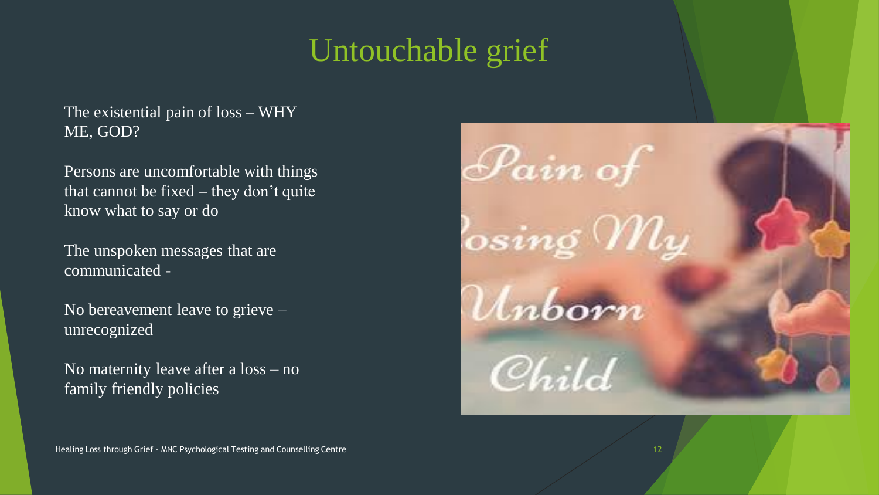# Untouchable grief

The existential pain of loss – WHY ME, GOD?

Persons are uncomfortable with things that cannot be fixed – they don't quite know what to say or do

The unspoken messages that are communicated -

No bereavement leave to grieve – unrecognized

No maternity leave after a loss – no family friendly policies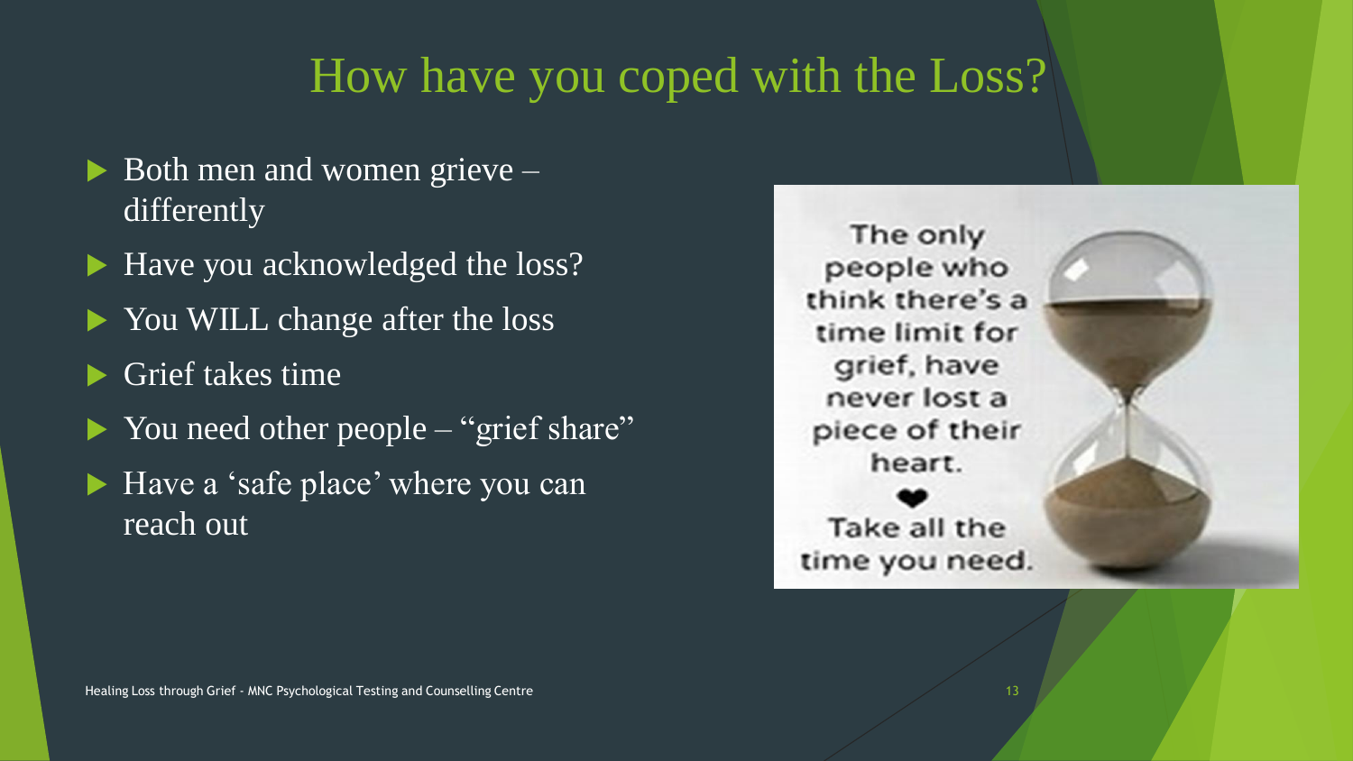# How have you coped with the Loss?

- Both men and women grieve – differently
- Have you acknowledged the loss?
- You WILL change after the loss
- Grief takes time
- You need other people – "grief share"
- Have a 'safe place' where you can reach out

The only people who think there's a time limit for grief, have never lost a piece of their heart.

❤

Take all the time you need.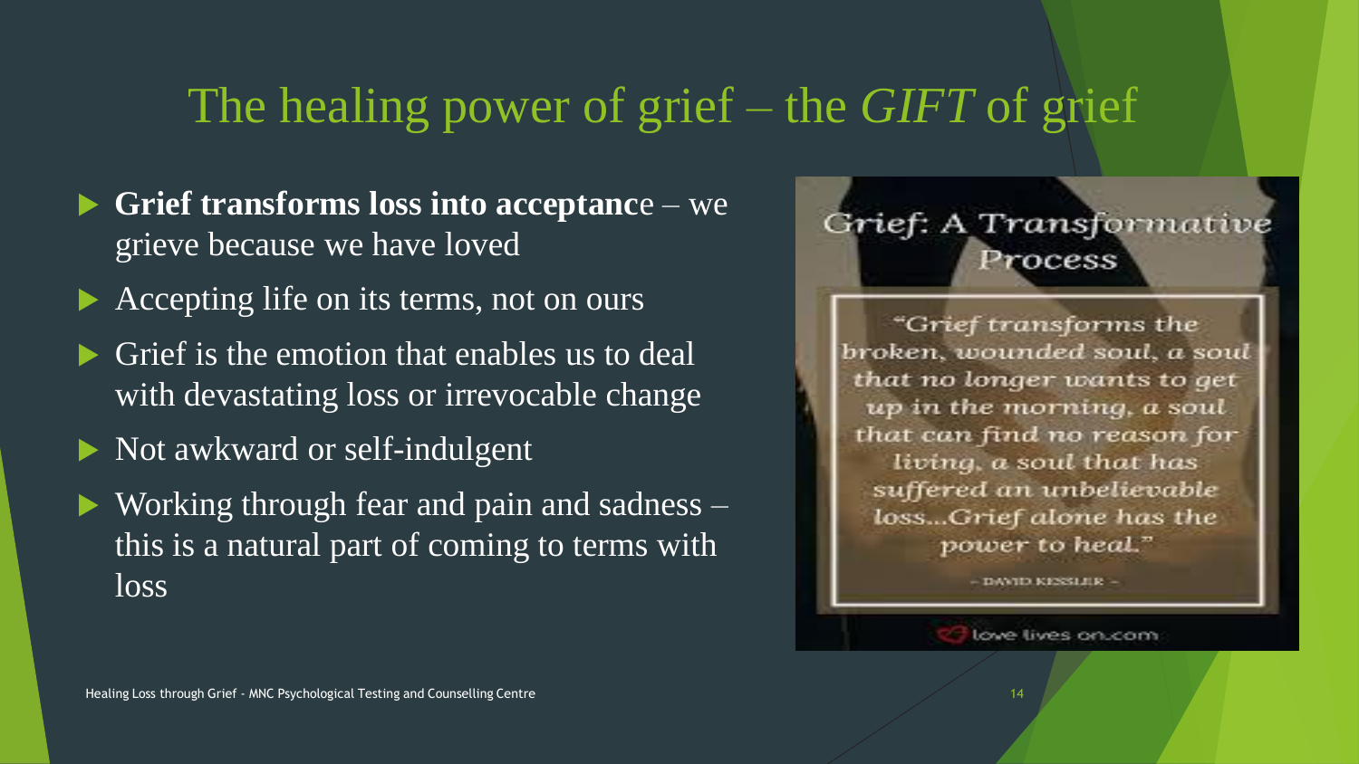# The healing power of grief – the *GIFT* of grief

- **Grief transforms loss into acceptanc**e – we grieve because we have loved
- Accepting life on its terms, not on ours
- Grief is the emotion that enables us to deal with devastating loss or irrevocable change
- Not awkward or self-indulgent
- Working through fear and pain and sadness – this is a natural part of coming to terms with loss

## Grief: A Transformative Process

"Grief transforms the broken, wounded soul, a soul that no longer wants to get up in the morning, a soul that can find no reason for living, a soul that has suffered an unbelievable loss...Grief alone has the power to heal."

– DAVID KESSLER –

love lives on.com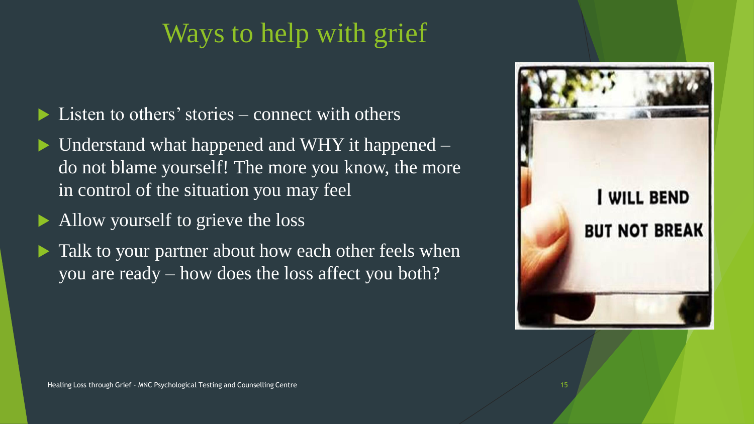# Ways to help with grief

- Listen to others' stories – connect with others
- Understand what happened and WHY it happened – do not blame yourself! The more you know, the more in control of the situation you may feel
- Allow yourself to grieve the loss
- Talk to your partner about how each other feels when you are ready – how does the loss affect you both?